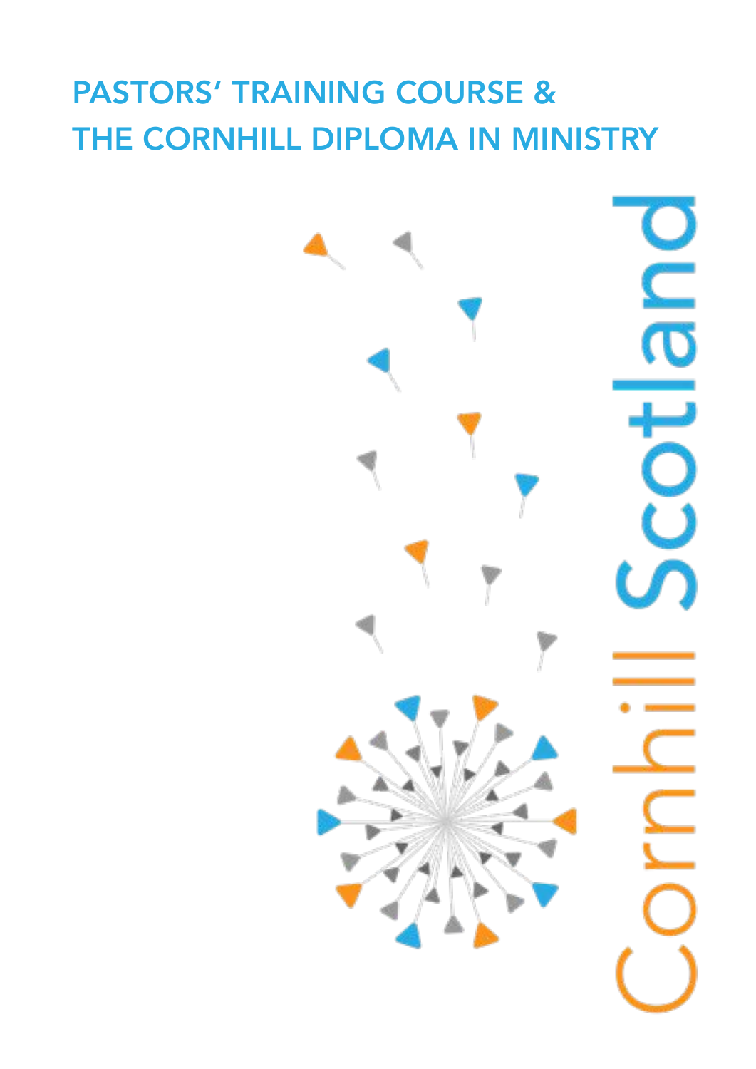# PASTORS' TRAINING COURSE & THE CORNHILL DIPLOMA IN MINISTRY

Cornhill Scotland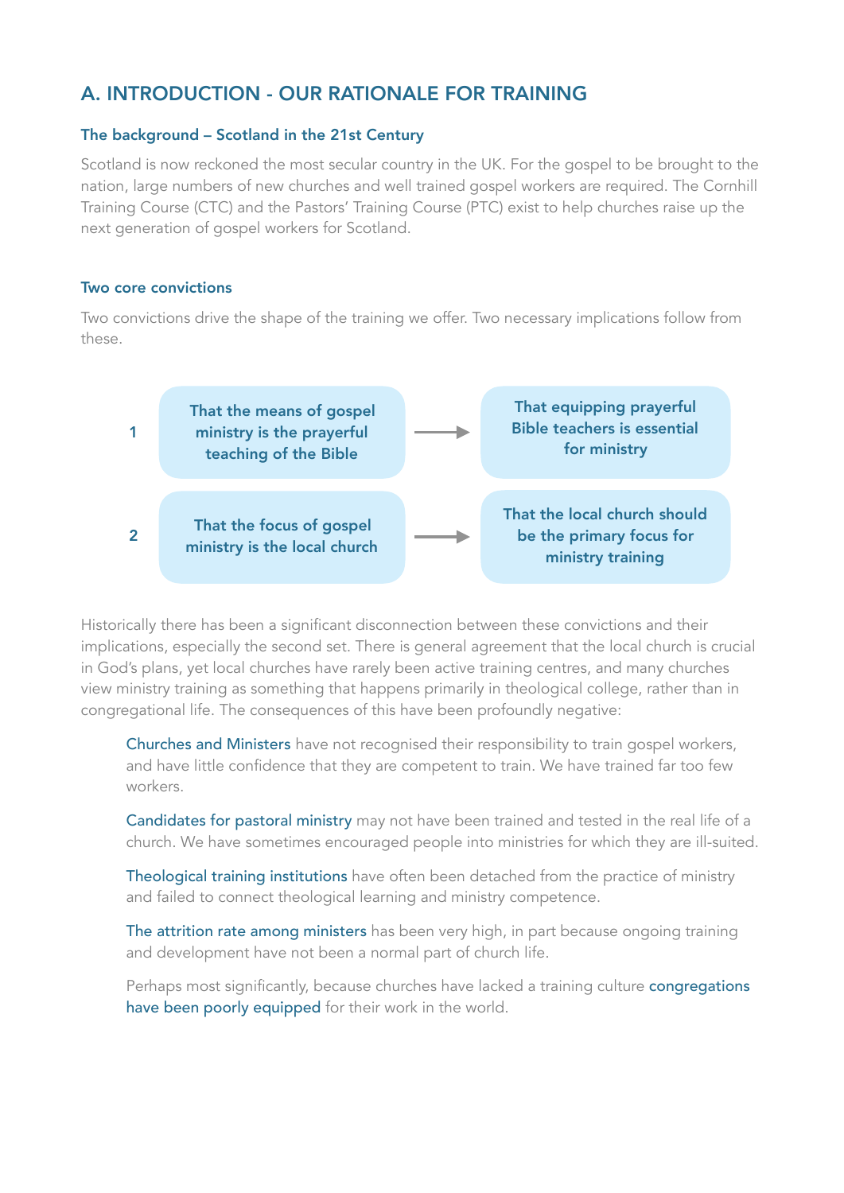## A. INTRODUCTION - OUR RATIONALE FOR TRAINING

### The background – Scotland in the 21st Century

Scotland is now reckoned the most secular country in the UK. For the gospel to be brought to the nation, large numbers of new churches and well trained gospel workers are required. The Cornhill Training Course (CTC) and the Pastors' Training Course (PTC) exist to help churches raise up the next generation of gospel workers for Scotland.

### Two core convictions

Two convictions drive the shape of the training we offer. Two necessary implications follow from these.

| | Conviction | | Implication |
|---|---|---|---|
| 1 | That the means of gospel ministry is the prayerful teaching of the Bible | → | That equipping prayerful Bible teachers is essential for ministry |
| 2 | That the focus of gospel ministry is the local church | → | That the local church should be the primary focus for ministry training |

Historically there has been a significant disconnection between these convictions and their implications, especially the second set. There is general agreement that the local church is crucial in God's plans, yet local churches have rarely been active training centres, and many churches view ministry training as something that happens primarily in theological college, rather than in congregational life. The consequences of this have been profoundly negative:

Churches and Ministers have not recognised their responsibility to train gospel workers, and have little confidence that they are competent to train. We have trained far too few workers.

Candidates for pastoral ministry may not have been trained and tested in the real life of a church. We have sometimes encouraged people into ministries for which they are ill-suited.

Theological training institutions have often been detached from the practice of ministry and failed to connect theological learning and ministry competence.

The attrition rate among ministers has been very high, in part because ongoing training and development have not been a normal part of church life.

Perhaps most significantly, because churches have lacked a training culture congregations have been poorly equipped for their work in the world.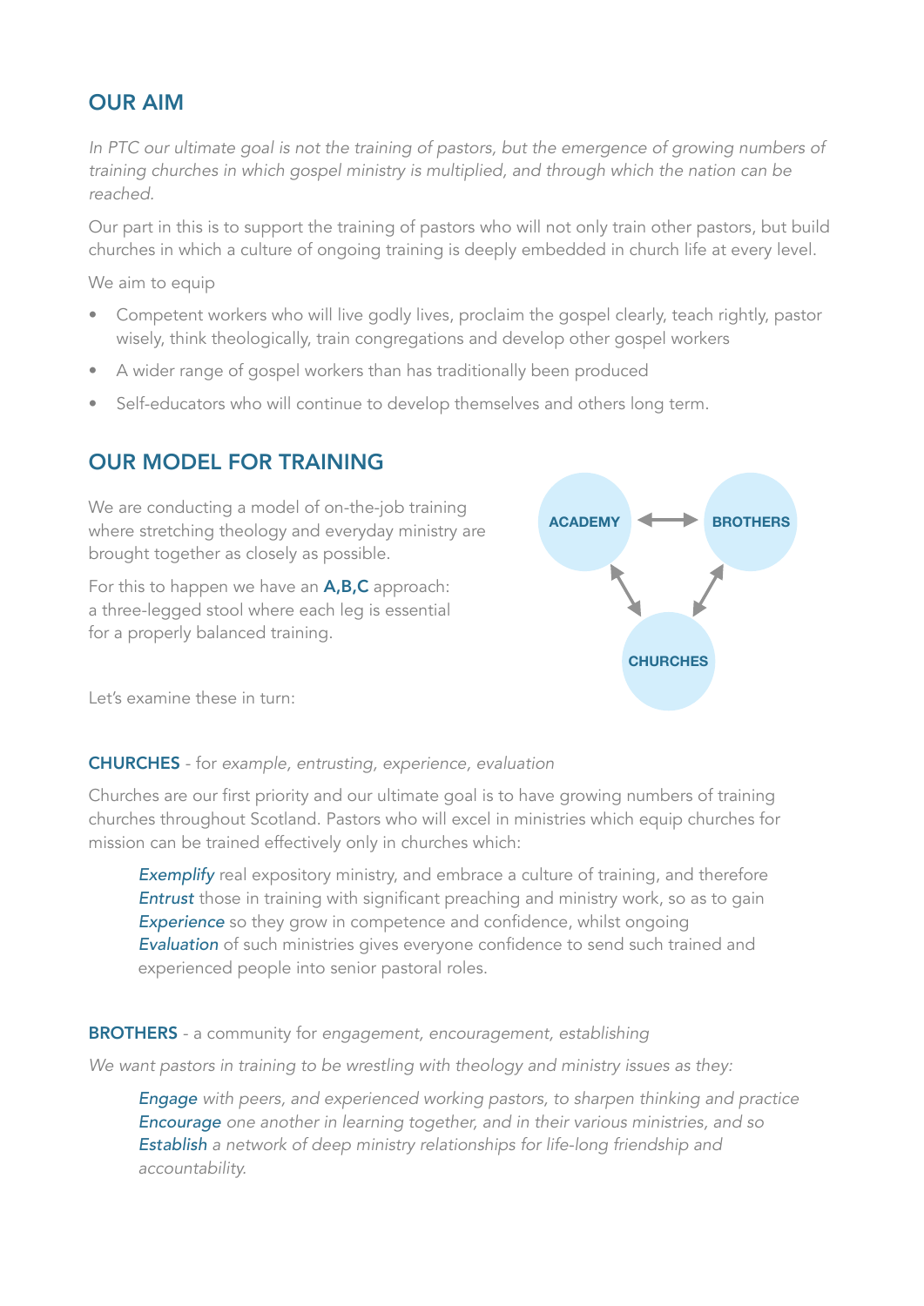## OUR AIM

*In PTC our ultimate goal is not the training of pastors, but the emergence of growing numbers of training churches in which gospel ministry is multiplied, and through which the nation can be reached.*

Our part in this is to support the training of pastors who will not only train other pastors, but build churches in which a culture of ongoing training is deeply embedded in church life at every level.

We aim to equip

- Competent workers who will live godly lives, proclaim the gospel clearly, teach rightly, pastor wisely, think theologically, train congregations and develop other gospel workers
- A wider range of gospel workers than has traditionally been produced
- Self-educators who will continue to develop themselves and others long term.

## OUR MODEL FOR TRAINING

We are conducting a model of on-the-job training where stretching theology and everyday ministry are brought together as closely as possible.

For this to happen we have an **A,B,C** approach: a three-legged stool where each leg is essential for a properly balanced training.

ACADEMY ↔ BROTHERS

CHURCHES

Let's examine these in turn:

**CHURCHES** - for *example, entrusting, experience, evaluation*

Churches are our first priority and our ultimate goal is to have growing numbers of training churches throughout Scotland. Pastors who will excel in ministries which equip churches for mission can be trained effectively only in churches which:

> ***Exemplify*** real expository ministry, and embrace a culture of training, and therefore
> ***Entrust*** those in training with significant preaching and ministry work, so as to gain
> ***Experience*** so they grow in competence and confidence, whilst ongoing
> ***Evaluation*** of such ministries gives everyone confidence to send such trained and experienced people into senior pastoral roles.

**BROTHERS** - a community for *engagement, encouragement, establishing*

*We want pastors in training to be wrestling with theology and ministry issues as they:*

> ***Engage*** *with peers, and experienced working pastors, to sharpen thinking and practice*
> ***Encourage*** *one another in learning together, and in their various ministries, and so*
> ***Establish*** *a network of deep ministry relationships for life-long friendship and accountability.*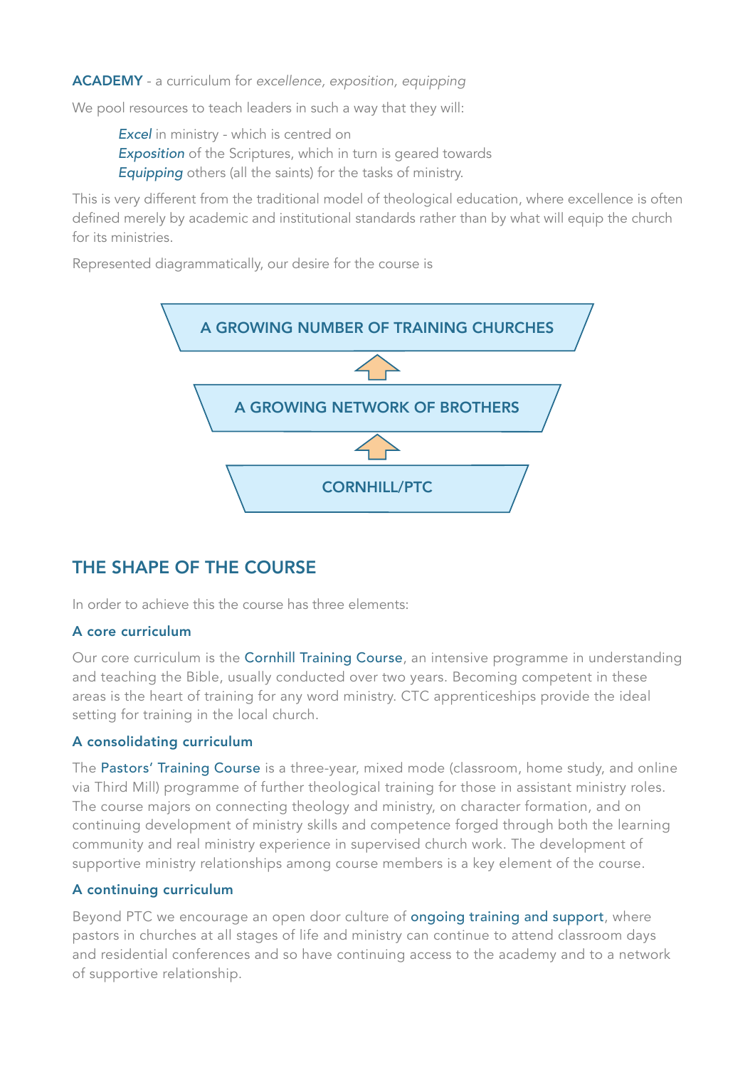**ACADEMY** - a curriculum for *excellence, exposition, equipping*

We pool resources to teach leaders in such a way that they will:

> *Excel* in ministry - which is centred on
> *Exposition* of the Scriptures, which in turn is geared towards
> *Equipping* others (all the saints) for the tasks of ministry.

This is very different from the traditional model of theological education, where excellence is often defined merely by academic and institutional standards rather than by what will equip the church for its ministries.

Represented diagrammatically, our desire for the course is

A GROWING NUMBER OF TRAINING CHURCHES

↑

A GROWING NETWORK OF BROTHERS

↑

CORNHILL/PTC

## THE SHAPE OF THE COURSE

In order to achieve this the course has three elements:

### A core curriculum

Our core curriculum is the Cornhill Training Course, an intensive programme in understanding and teaching the Bible, usually conducted over two years. Becoming competent in these areas is the heart of training for any word ministry. CTC apprenticeships provide the ideal setting for training in the local church.

### A consolidating curriculum

The Pastors' Training Course is a three-year, mixed mode (classroom, home study, and online via Third Mill) programme of further theological training for those in assistant ministry roles. The course majors on connecting theology and ministry, on character formation, and on continuing development of ministry skills and competence forged through both the learning community and real ministry experience in supervised church work. The development of supportive ministry relationships among course members is a key element of the course.

### A continuing curriculum

Beyond PTC we encourage an open door culture of ongoing training and support, where pastors in churches at all stages of life and ministry can continue to attend classroom days and residential conferences and so have continuing access to the academy and to a network of supportive relationship.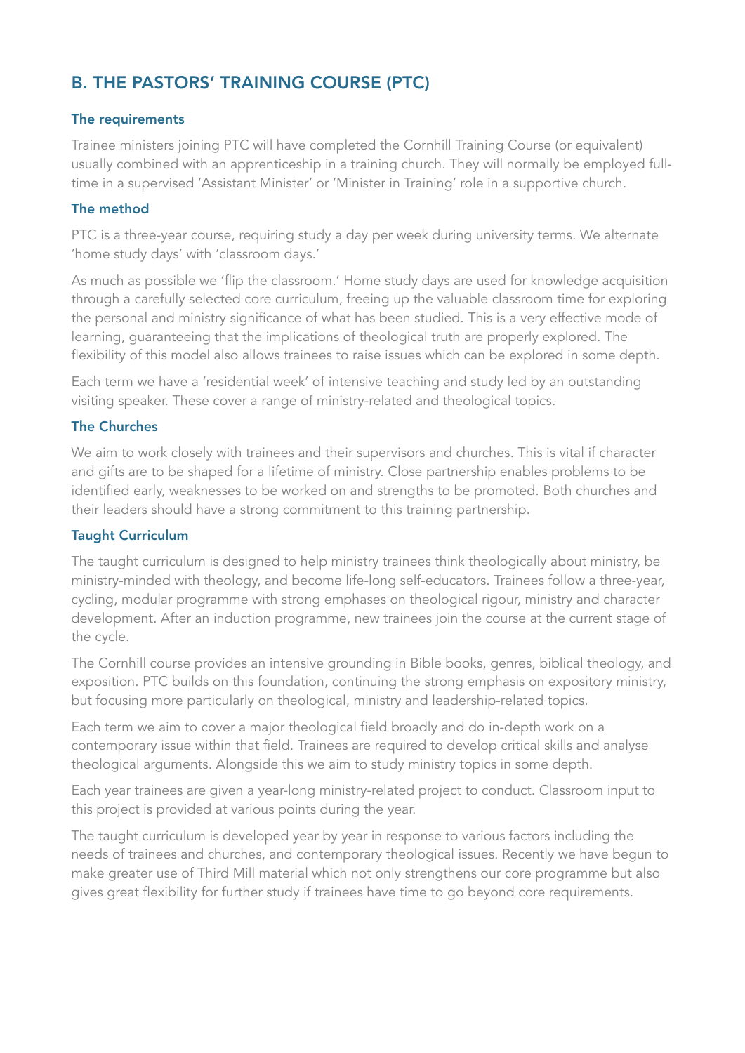## B. THE PASTORS' TRAINING COURSE (PTC)

### The requirements

Trainee ministers joining PTC will have completed the Cornhill Training Course (or equivalent) usually combined with an apprenticeship in a training church. They will normally be employed full-time in a supervised 'Assistant Minister' or 'Minister in Training' role in a supportive church.

### The method

PTC is a three-year course, requiring study a day per week during university terms. We alternate 'home study days' with 'classroom days.'

As much as possible we 'flip the classroom.' Home study days are used for knowledge acquisition through a carefully selected core curriculum, freeing up the valuable classroom time for exploring the personal and ministry significance of what has been studied. This is a very effective mode of learning, guaranteeing that the implications of theological truth are properly explored. The flexibility of this model also allows trainees to raise issues which can be explored in some depth.

Each term we have a 'residential week' of intensive teaching and study led by an outstanding visiting speaker. These cover a range of ministry-related and theological topics.

### The Churches

We aim to work closely with trainees and their supervisors and churches. This is vital if character and gifts are to be shaped for a lifetime of ministry. Close partnership enables problems to be identified early, weaknesses to be worked on and strengths to be promoted. Both churches and their leaders should have a strong commitment to this training partnership.

### Taught Curriculum

The taught curriculum is designed to help ministry trainees think theologically about ministry, be ministry-minded with theology, and become life-long self-educators. Trainees follow a three-year, cycling, modular programme with strong emphases on theological rigour, ministry and character development. After an induction programme, new trainees join the course at the current stage of the cycle.

The Cornhill course provides an intensive grounding in Bible books, genres, biblical theology, and exposition. PTC builds on this foundation, continuing the strong emphasis on expository ministry, but focusing more particularly on theological, ministry and leadership-related topics.

Each term we aim to cover a major theological field broadly and do in-depth work on a contemporary issue within that field. Trainees are required to develop critical skills and analyse theological arguments. Alongside this we aim to study ministry topics in some depth.

Each year trainees are given a year-long ministry-related project to conduct. Classroom input to this project is provided at various points during the year.

The taught curriculum is developed year by year in response to various factors including the needs of trainees and churches, and contemporary theological issues. Recently we have begun to make greater use of Third Mill material which not only strengthens our core programme but also gives great flexibility for further study if trainees have time to go beyond core requirements.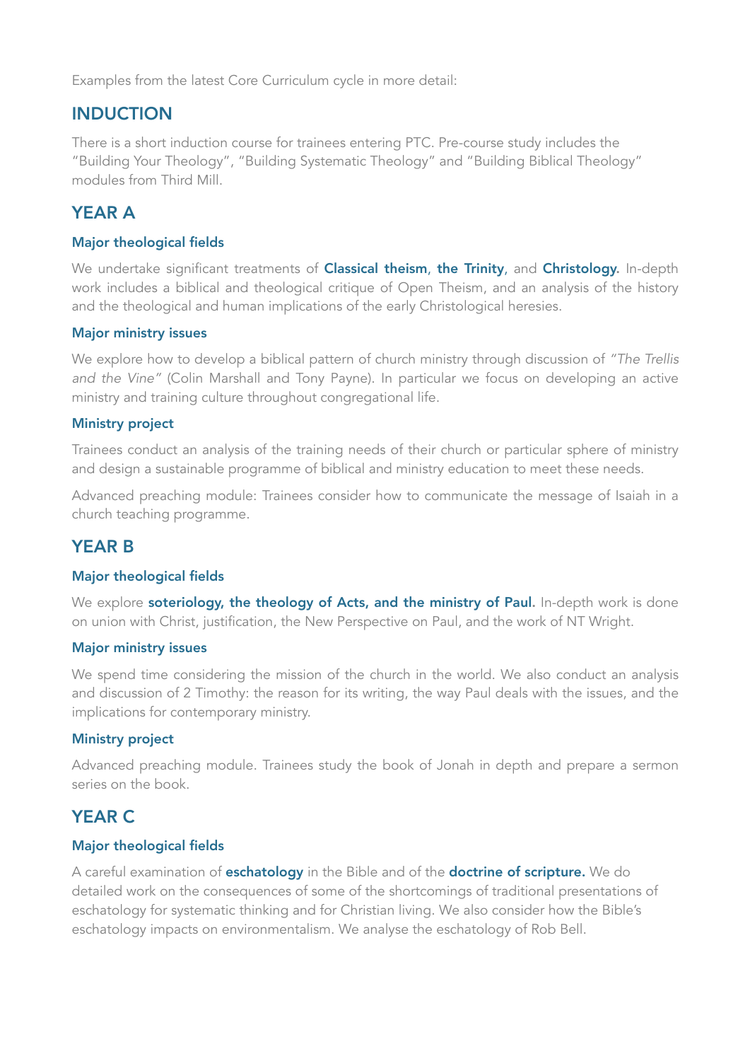Examples from the latest Core Curriculum cycle in more detail:

## INDUCTION

There is a short induction course for trainees entering PTC. Pre-course study includes the "Building Your Theology", "Building Systematic Theology" and "Building Biblical Theology" modules from Third Mill.

## YEAR A

### Major theological fields

We undertake significant treatments of **Classical theism**, **the Trinity**, and **Christology.** In-depth work includes a biblical and theological critique of Open Theism, and an analysis of the history and the theological and human implications of the early Christological heresies.

### Major ministry issues

We explore how to develop a biblical pattern of church ministry through discussion of *"The Trellis and the Vine"* (Colin Marshall and Tony Payne). In particular we focus on developing an active ministry and training culture throughout congregational life.

### Ministry project

Trainees conduct an analysis of the training needs of their church or particular sphere of ministry and design a sustainable programme of biblical and ministry education to meet these needs.

Advanced preaching module: Trainees consider how to communicate the message of Isaiah in a church teaching programme.

## YEAR B

### Major theological fields

We explore **soteriology, the theology of Acts, and the ministry of Paul.** In-depth work is done on union with Christ, justification, the New Perspective on Paul, and the work of NT Wright.

### Major ministry issues

We spend time considering the mission of the church in the world. We also conduct an analysis and discussion of 2 Timothy: the reason for its writing, the way Paul deals with the issues, and the implications for contemporary ministry.

### Ministry project

Advanced preaching module. Trainees study the book of Jonah in depth and prepare a sermon series on the book.

## YEAR C

### Major theological fields

A careful examination of **eschatology** in the Bible and of the **doctrine of scripture.** We do detailed work on the consequences of some of the shortcomings of traditional presentations of eschatology for systematic thinking and for Christian living. We also consider how the Bible's eschatology impacts on environmentalism. We analyse the eschatology of Rob Bell.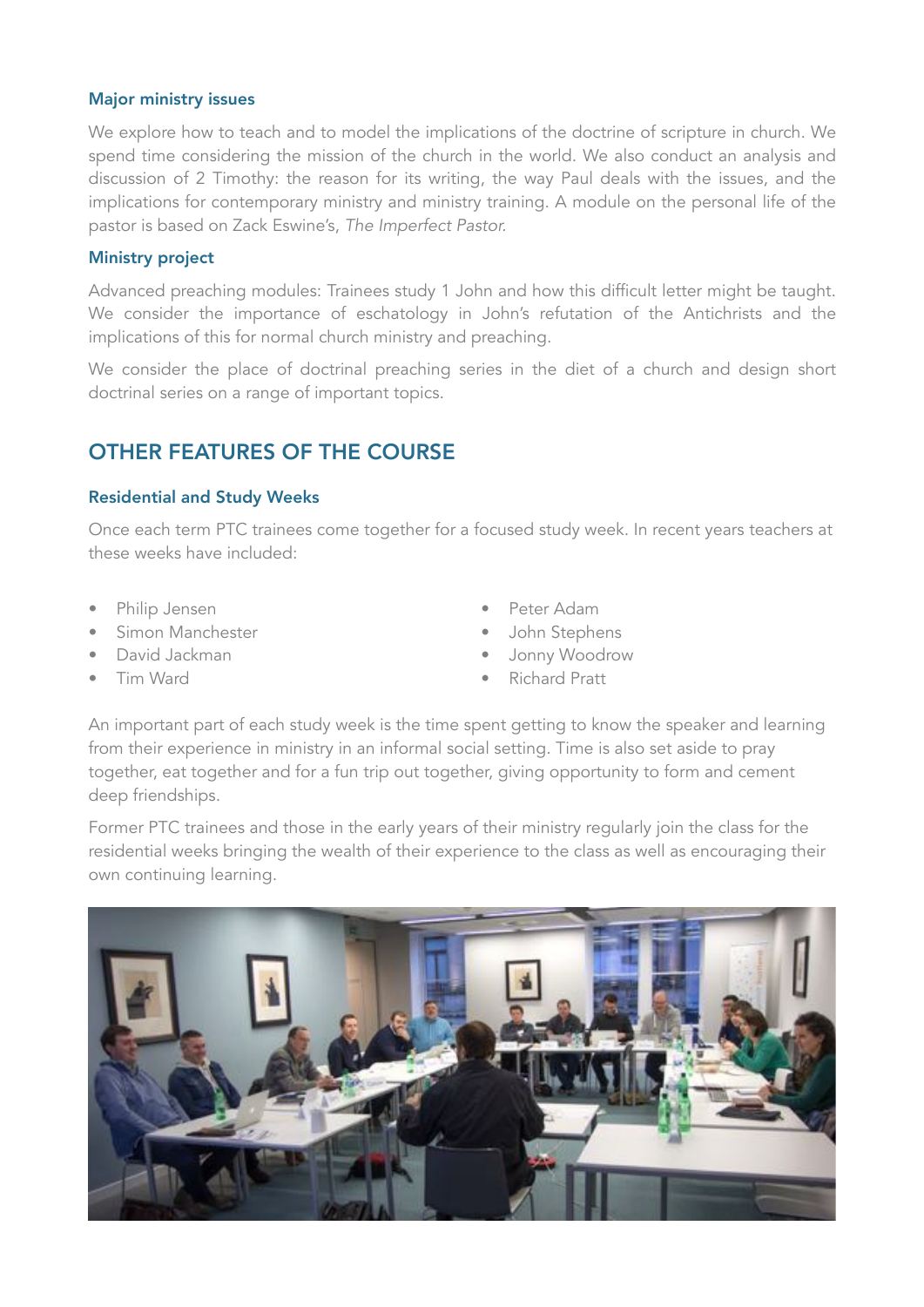### Major ministry issues

We explore how to teach and to model the implications of the doctrine of scripture in church. We spend time considering the mission of the church in the world. We also conduct an analysis and discussion of 2 Timothy: the reason for its writing, the way Paul deals with the issues, and the implications for contemporary ministry and ministry training. A module on the personal life of the pastor is based on Zack Eswine's, *The Imperfect Pastor.*

### Ministry project

Advanced preaching modules: Trainees study 1 John and how this difficult letter might be taught. We consider the importance of eschatology in John's refutation of the Antichrists and the implications of this for normal church ministry and preaching.

We consider the place of doctrinal preaching series in the diet of a church and design short doctrinal series on a range of important topics.

## OTHER FEATURES OF THE COURSE

### Residential and Study Weeks

Once each term PTC trainees come together for a focused study week. In recent years teachers at these weeks have included:

- Philip Jensen
- Simon Manchester
- David Jackman
- Tim Ward
- Peter Adam
- John Stephens
- Jonny Woodrow
- Richard Pratt

An important part of each study week is the time spent getting to know the speaker and learning from their experience in ministry in an informal social setting. Time is also set aside to pray together, eat together and for a fun trip out together, giving opportunity to form and cement deep friendships.

Former PTC trainees and those in the early years of their ministry regularly join the class for the residential weeks bringing the wealth of their experience to the class as well as encouraging their own continuing learning.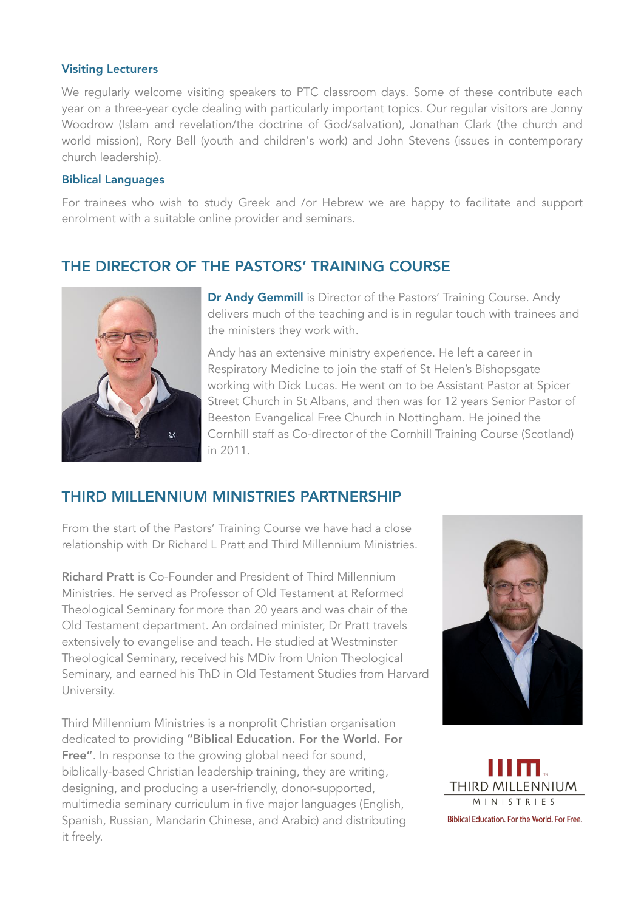### Visiting Lecturers

We regularly welcome visiting speakers to PTC classroom days. Some of these contribute each year on a three-year cycle dealing with particularly important topics. Our regular visitors are Jonny Woodrow (Islam and revelation/the doctrine of God/salvation), Jonathan Clark (the church and world mission), Rory Bell (youth and children's work) and John Stevens (issues in contemporary church leadership).

### Biblical Languages

For trainees who wish to study Greek and /or Hebrew we are happy to facilitate and support enrolment with a suitable online provider and seminars.

## THE DIRECTOR OF THE PASTORS' TRAINING COURSE

**Dr Andy Gemmill** is Director of the Pastors' Training Course. Andy delivers much of the teaching and is in regular touch with trainees and the ministers they work with.

Andy has an extensive ministry experience. He left a career in Respiratory Medicine to join the staff of St Helen's Bishopsgate working with Dick Lucas. He went on to be Assistant Pastor at Spicer Street Church in St Albans, and then was for 12 years Senior Pastor of Beeston Evangelical Free Church in Nottingham. He joined the Cornhill staff as Co-director of the Cornhill Training Course (Scotland) in 2011.

## THIRD MILLENNIUM MINISTRIES PARTNERSHIP

From the start of the Pastors' Training Course we have had a close relationship with Dr Richard L Pratt and Third Millennium Ministries.

**Richard Pratt** is Co-Founder and President of Third Millennium Ministries. He served as Professor of Old Testament at Reformed Theological Seminary for more than 20 years and was chair of the Old Testament department. An ordained minister, Dr Pratt travels extensively to evangelise and teach. He studied at Westminster Theological Seminary, received his MDiv from Union Theological Seminary, and earned his ThD in Old Testament Studies from Harvard University.

Third Millennium Ministries is a nonprofit Christian organisation dedicated to providing **"Biblical Education. For the World. For Free"**. In response to the growing global need for sound, biblically-based Christian leadership training, they are writing, designing, and producing a user-friendly, donor-supported, multimedia seminary curriculum in five major languages (English, Spanish, Russian, Mandarin Chinese, and Arabic) and distributing it freely.

THIRD MILLENNIUM MINISTRIES

Biblical Education. For the World. For Free.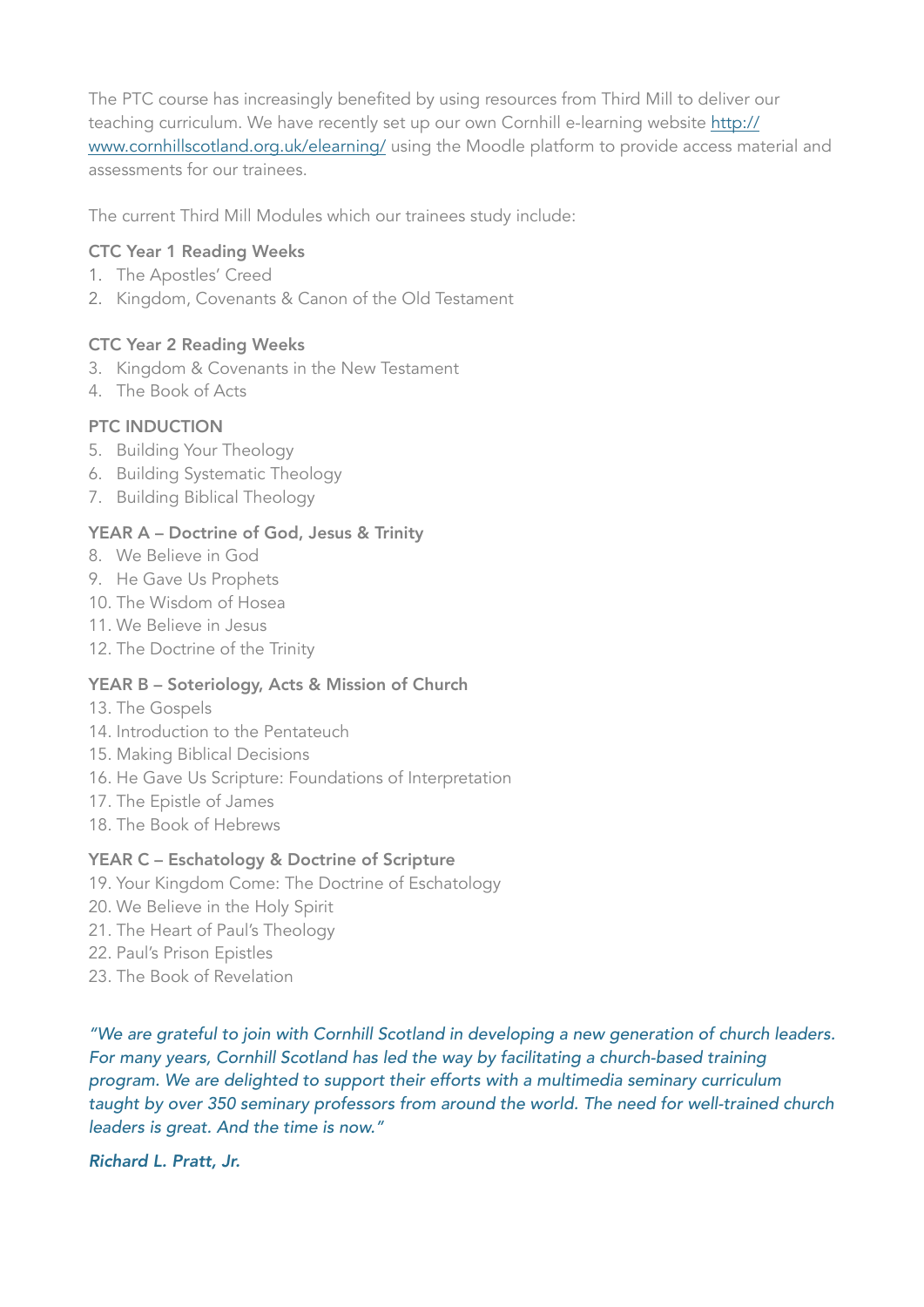The PTC course has increasingly benefited by using resources from Third Mill to deliver our teaching curriculum. We have recently set up our own Cornhill e-learning website [http://www.cornhillscotland.org.uk/elearning/](http://www.cornhillscotland.org.uk/elearning/) using the Moodle platform to provide access material and assessments for our trainees.

The current Third Mill Modules which our trainees study include:

**CTC Year 1 Reading Weeks**

1. The Apostles' Creed
2. Kingdom, Covenants & Canon of the Old Testament

**CTC Year 2 Reading Weeks**

3. Kingdom & Covenants in the New Testament
4. The Book of Acts

**PTC INDUCTION**

5. Building Your Theology
6. Building Systematic Theology
7. Building Biblical Theology

**YEAR A – Doctrine of God, Jesus & Trinity**

8. We Believe in God
9. He Gave Us Prophets
10. The Wisdom of Hosea
11. We Believe in Jesus
12. The Doctrine of the Trinity

**YEAR B – Soteriology, Acts & Mission of Church**

13. The Gospels
14. Introduction to the Pentateuch
15. Making Biblical Decisions
16. He Gave Us Scripture: Foundations of Interpretation
17. The Epistle of James
18. The Book of Hebrews

**YEAR C – Eschatology & Doctrine of Scripture**

19. Your Kingdom Come: The Doctrine of Eschatology
20. We Believe in the Holy Spirit
21. The Heart of Paul's Theology
22. Paul's Prison Epistles
23. The Book of Revelation

*"We are grateful to join with Cornhill Scotland in developing a new generation of church leaders. For many years, Cornhill Scotland has led the way by facilitating a church-based training program. We are delighted to support their efforts with a multimedia seminary curriculum taught by over 350 seminary professors from around the world. The need for well-trained church leaders is great. And the time is now."*

***Richard L. Pratt, Jr.***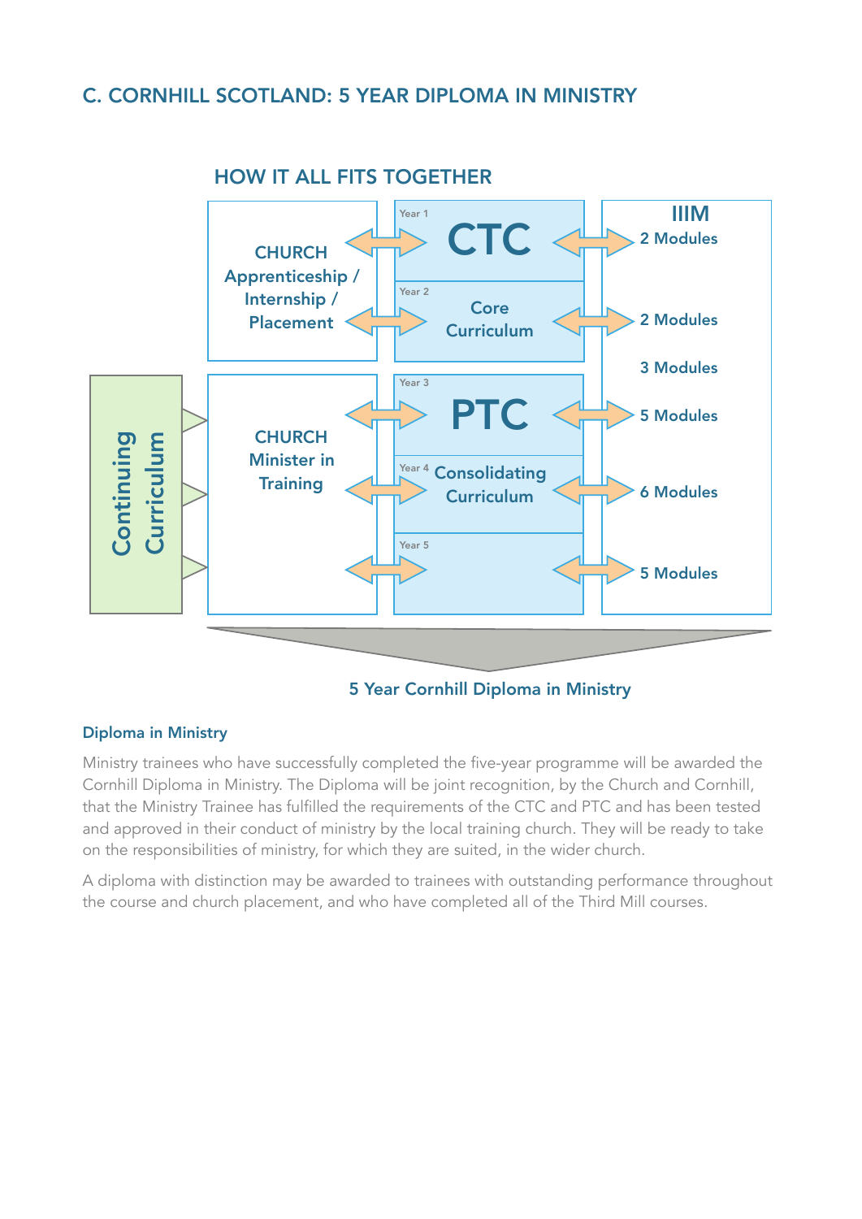## C. CORNHILL SCOTLAND: 5 YEAR DIPLOMA IN MINISTRY

### HOW IT ALL FITS TOGETHER

| Continuing Curriculum | CHURCH | Year | Cornhill | IIIM |
|---|---|---|---|---|
| | CHURCH Apprenticeship / Internship / Placement | Year 1 | CTC | 2 Modules |
| | | Year 2 | Core Curriculum | 2 Modules |
| | | | | 3 Modules |
| Continuing Curriculum | CHURCH Minister in Training | Year 3 | PTC | 5 Modules |
| | | Year 4 | Consolidating Curriculum | 6 Modules |
| | | Year 5 | | 5 Modules |

5 Year Cornhill Diploma in Ministry

#### Diploma in Ministry

Ministry trainees who have successfully completed the five-year programme will be awarded the Cornhill Diploma in Ministry. The Diploma will be joint recognition, by the Church and Cornhill, that the Ministry Trainee has fulfilled the requirements of the CTC and PTC and has been tested and approved in their conduct of ministry by the local training church. They will be ready to take on the responsibilities of ministry, for which they are suited, in the wider church.

A diploma with distinction may be awarded to trainees with outstanding performance throughout the course and church placement, and who have completed all of the Third Mill courses.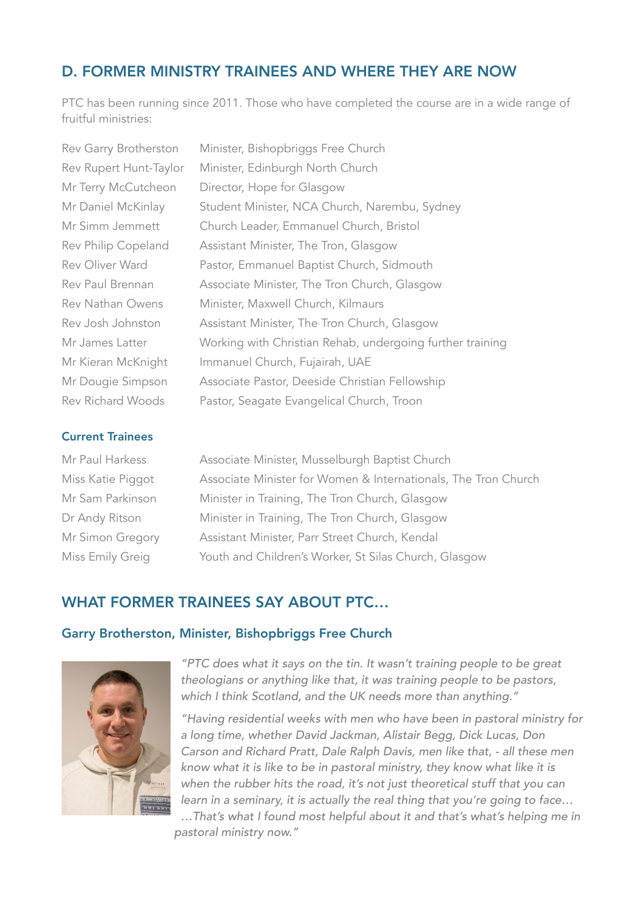## D. FORMER MINISTRY TRAINEES AND WHERE THEY ARE NOW

PTC has been running since 2011. Those who have completed the course are in a wide range of fruitful ministries:

| | |
|---|---|
| Rev Garry Brotherston | Minister, Bishopbriggs Free Church |
| Rev Rupert Hunt-Taylor | Minister, Edinburgh North Church |
| Mr Terry McCutcheon | Director, Hope for Glasgow |
| Mr Daniel McKinlay | Student Minister, NCA Church, Narembu, Sydney |
| Mr Simm Jemmett | Church Leader, Emmanuel Church, Bristol |
| Rev Philip Copeland | Assistant Minister, The Tron, Glasgow |
| Rev Oliver Ward | Pastor, Emmanuel Baptist Church, Sidmouth |
| Rev Paul Brennan | Associate Minister, The Tron Church, Glasgow |
| Rev Nathan Owens | Minister, Maxwell Church, Kilmaurs |
| Rev Josh Johnston | Assistant Minister, The Tron Church, Glasgow |
| Mr James Latter | Working with Christian Rehab, undergoing further training |
| Mr Kieran McKnight | Immanuel Church, Fujairah, UAE |
| Mr Dougie Simpson | Associate Pastor, Deeside Christian Fellowship |
| Rev Richard Woods | Pastor, Seagate Evangelical Church, Troon |

### Current Trainees

| | |
|---|---|
| Mr Paul Harkess | Associate Minister, Musselburgh Baptist Church |
| Miss Katie Piggot | Associate Minister for Women & Internationals, The Tron Church |
| Mr Sam Parkinson | Minister in Training, The Tron Church, Glasgow |
| Dr Andy Ritson | Minister in Training, The Tron Church, Glasgow |
| Mr Simon Gregory | Assistant Minister, Parr Street Church, Kendal |
| Miss Emily Greig | Youth and Children's Worker, St Silas Church, Glasgow |

## WHAT FORMER TRAINEES SAY ABOUT PTC...

### Garry Brotherston, Minister, Bishopbriggs Free Church

*"PTC does what it says on the tin. It wasn't training people to be great theologians or anything like that, it was training people to be pastors, which I think Scotland, and the UK needs more than anything."*

*"Having residential weeks with men who have been in pastoral ministry for a long time, whether David Jackman, Alistair Begg, Dick Lucas, Don Carson and Richard Pratt, Dale Ralph Davis, men like that, - all these men know what it is like to be in pastoral ministry, they know what like it is when the rubber hits the road, it's not just theoretical stuff that you can learn in a seminary, it is actually the real thing that you're going to face… …That's what I found most helpful about it and that's what's helping me in pastoral ministry now."*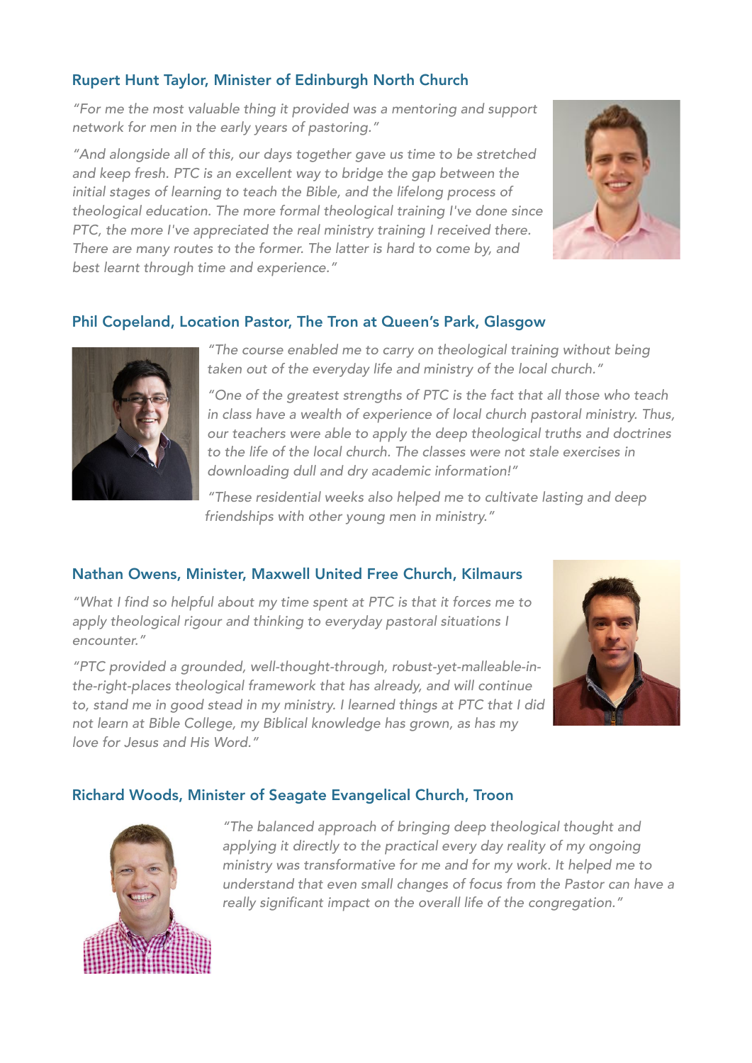### Rupert Hunt Taylor, Minister of Edinburgh North Church

*"For me the most valuable thing it provided was a mentoring and support network for men in the early years of pastoring."*

*"And alongside all of this, our days together gave us time to be stretched and keep fresh. PTC is an excellent way to bridge the gap between the initial stages of learning to teach the Bible, and the lifelong process of theological education. The more formal theological training I've done since PTC, the more I've appreciated the real ministry training I received there. There are many routes to the former. The latter is hard to come by, and best learnt through time and experience."*

### Phil Copeland, Location Pastor, The Tron at Queen's Park, Glasgow

*"The course enabled me to carry on theological training without being taken out of the everyday life and ministry of the local church."*

*"One of the greatest strengths of PTC is the fact that all those who teach in class have a wealth of experience of local church pastoral ministry. Thus, our teachers were able to apply the deep theological truths and doctrines to the life of the local church. The classes were not stale exercises in downloading dull and dry academic information!"*

*"These residential weeks also helped me to cultivate lasting and deep friendships with other young men in ministry."*

### Nathan Owens, Minister, Maxwell United Free Church, Kilmaurs

*"What I find so helpful about my time spent at PTC is that it forces me to apply theological rigour and thinking to everyday pastoral situations I encounter."*

*"PTC provided a grounded, well-thought-through, robust-yet-malleable-in-the-right-places theological framework that has already, and will continue to, stand me in good stead in my ministry. I learned things at PTC that I did not learn at Bible College, my Biblical knowledge has grown, as has my love for Jesus and His Word."*

### Richard Woods, Minister of Seagate Evangelical Church, Troon

*"The balanced approach of bringing deep theological thought and applying it directly to the practical every day reality of my ongoing ministry was transformative for me and for my work. It helped me to understand that even small changes of focus from the Pastor can have a really significant impact on the overall life of the congregation."*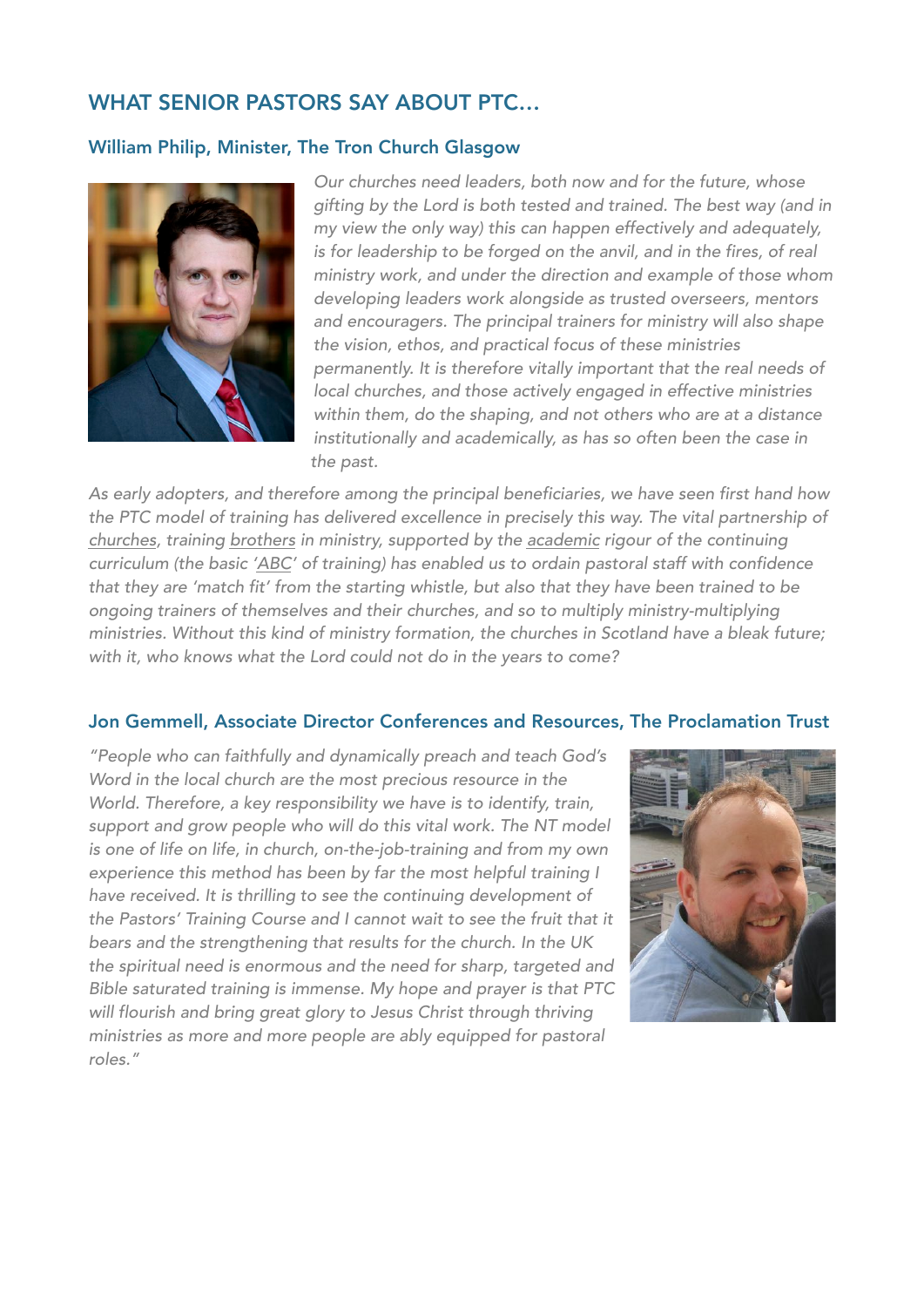## WHAT SENIOR PASTORS SAY ABOUT PTC…

### William Philip, Minister, The Tron Church Glasgow

*Our churches need leaders, both now and for the future, whose gifting by the Lord is both tested and trained. The best way (and in my view the only way) this can happen effectively and adequately, is for leadership to be forged on the anvil, and in the fires, of real ministry work, and under the direction and example of those whom developing leaders work alongside as trusted overseers, mentors and encouragers. The principal trainers for ministry will also shape the vision, ethos, and practical focus of these ministries permanently. It is therefore vitally important that the real needs of local churches, and those actively engaged in effective ministries within them, do the shaping, and not others who are at a distance institutionally and academically, as has so often been the case in the past.*

*As early adopters, and therefore among the principal beneficiaries, we have seen first hand how the PTC model of training has delivered excellence in precisely this way. The vital partnership of <u>churches</u>, training <u>brothers</u> in ministry, supported by the <u>academic</u> rigour of the continuing curriculum (the basic '<u>ABC</u>' of training) has enabled us to ordain pastoral staff with confidence that they are 'match fit' from the starting whistle, but also that they have been trained to be ongoing trainers of themselves and their churches, and so to multiply ministry-multiplying ministries. Without this kind of ministry formation, the churches in Scotland have a bleak future; with it, who knows what the Lord could not do in the years to come?*

### Jon Gemmell, Associate Director Conferences and Resources, The Proclamation Trust

*"People who can faithfully and dynamically preach and teach God's Word in the local church are the most precious resource in the World. Therefore, a key responsibility we have is to identify, train, support and grow people who will do this vital work. The NT model is one of life on life, in church, on-the-job-training and from my own experience this method has been by far the most helpful training I have received. It is thrilling to see the continuing development of the Pastors' Training Course and I cannot wait to see the fruit that it bears and the strengthening that results for the church. In the UK the spiritual need is enormous and the need for sharp, targeted and Bible saturated training is immense. My hope and prayer is that PTC will flourish and bring great glory to Jesus Christ through thriving ministries as more and more people are ably equipped for pastoral roles."*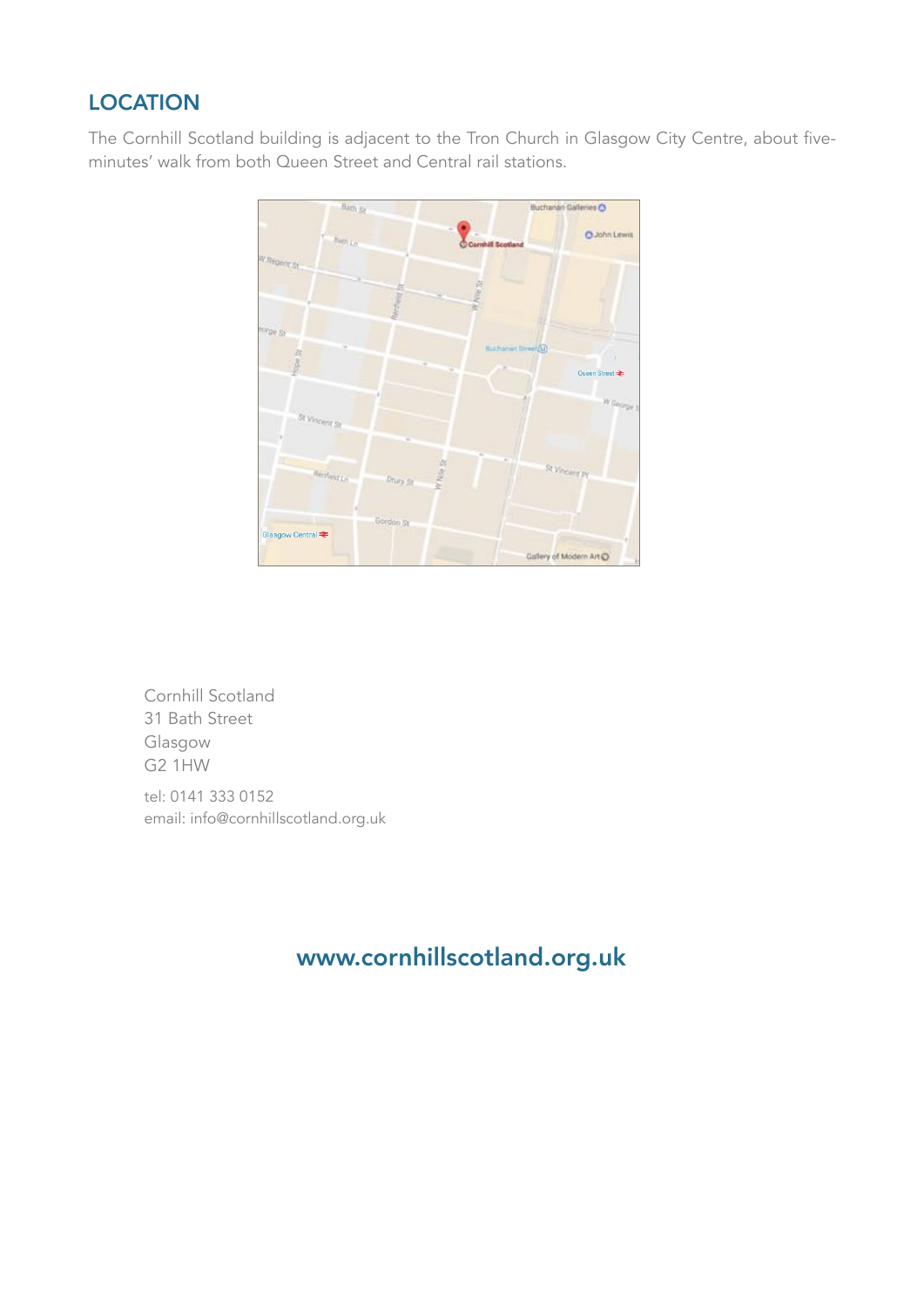## LOCATION

The Cornhill Scotland building is adjacent to the Tron Church in Glasgow City Centre, about five-minutes' walk from both Queen Street and Central rail stations.

Cornhill Scotland
31 Bath Street
Glasgow
G2 1HW

tel: 0141 333 0152
email: info@cornhillscotland.org.uk

**www.cornhillscotland.org.uk**